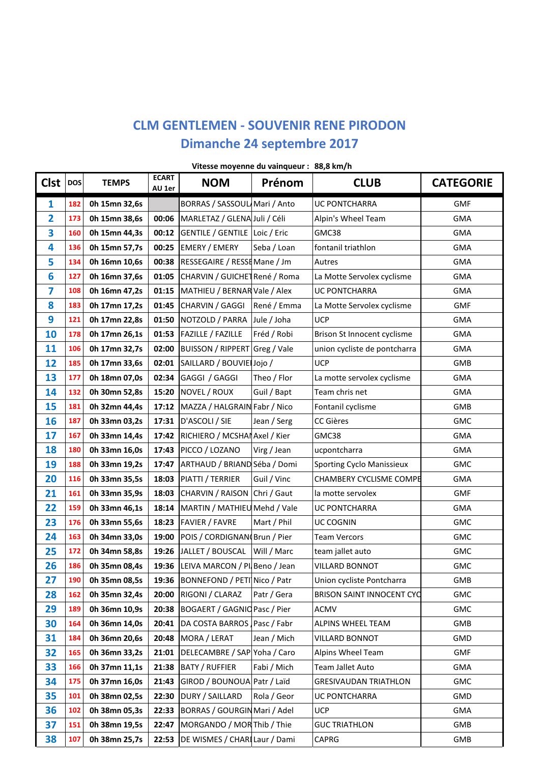# CLM GENTLEMEN - SOUVENIR RENE PIRODON

## Dimanche 24 septembre 2017

**Vitesse moyenne du vainqueur : 88,8 km/h**

| Clst | DOS | TEMPS | ECART AU 1er | NOM | Prénom | CLUB | CATEGORIE |
|---|---|---|---|---|---|---|---|
| 1 | 182 | 0h 15mn 32,6s | | BORRAS / SASSOUL | Mari / Anto | UC PONTCHARRA | GMF |
| 2 | 173 | 0h 15mn 38,6s | 00:06 | MARLETAZ / GLENA | Juli / Céli | Alpin's Wheel Team | GMA |
| 3 | 160 | 0h 15mn 44,3s | 00:12 | GENTILE / GENTILE | Loic / Eric | GMC38 | GMA |
| 4 | 136 | 0h 15mn 57,7s | 00:25 | EMERY / EMERY | Seba / Loan | fontanil triathlon | GMA |
| 5 | 134 | 0h 16mn 10,6s | 00:38 | RESSEGAIRE / RESSE | Mane / Jm | Autres | GMA |
| 6 | 127 | 0h 16mn 37,6s | 01:05 | CHARVIN / GUICHET | René / Roma | La Motte Servolex cyclisme | GMA |
| 7 | 108 | 0h 16mn 47,2s | 01:15 | MATHIEU / BERNAR | Vale / Alex | UC PONTCHARRA | GMA |
| 8 | 183 | 0h 17mn 17,2s | 01:45 | CHARVIN / GAGGI | René / Emma | La Motte Servolex cyclisme | GMF |
| 9 | 121 | 0h 17mn 22,8s | 01:50 | NOTZOLD / PARRA | Jule / Joha | UCP | GMA |
| 10 | 178 | 0h 17mn 26,1s | 01:53 | FAZILLE / FAZILLE | Fréd / Robi | Brison St Innocent cyclisme | GMA |
| 11 | 106 | 0h 17mn 32,7s | 02:00 | BUISSON / RIPPERT | Greg / Vale | union cycliste de pontcharra | GMA |
| 12 | 185 | 0h 17mn 33,6s | 02:01 | SAILLARD / BOUVIE | Jojo / | UCP | GMB |
| 13 | 177 | 0h 18mn 07,0s | 02:34 | GAGGI / GAGGI | Theo / Flor | La motte servolex cyclisme | GMA |
| 14 | 132 | 0h 30mn 52,8s | 15:20 | NOVEL / ROUX | Guil / Bapt | Team chris net | GMA |
| 15 | 181 | 0h 32mn 44,4s | 17:12 | MAZZA / HALGRAIN | Fabr / Nico | Fontanil cyclisme | GMB |
| 16 | 187 | 0h 33mn 03,2s | 17:31 | D'ASCOLI / SIE | Jean / Serg | CC Gières | GMC |
| 17 | 167 | 0h 33mn 14,4s | 17:42 | RICHIERO / MCSHA | Axel / Kier | GMC38 | GMA |
| 18 | 180 | 0h 33mn 16,0s | 17:43 | PICCO / LOZANO | Virg / Jean | ucpontcharra | GMA |
| 19 | 188 | 0h 33mn 19,2s | 17:47 | ARTHAUD / BRIAND | Séba / Domi | Sporting Cyclo Manissieux | GMC |
| 20 | 116 | 0h 33mn 35,5s | 18:03 | PIATTI / TERRIER | Guil / Vinc | CHAMBERY CYCLISME COMPE | GMA |
| 21 | 161 | 0h 33mn 35,9s | 18:03 | CHARVIN / RAISON | Chri / Gaut | la motte servolex | GMF |
| 22 | 159 | 0h 33mn 46,1s | 18:14 | MARTIN / MATHIEU | Mehd / Vale | UC PONTCHARRA | GMA |
| 23 | 176 | 0h 33mn 55,6s | 18:23 | FAVIER / FAVRE | Mart / Phil | UC COGNIN | GMC |
| 24 | 163 | 0h 34mn 33,0s | 19:00 | POIS / CORDIGNAN | Brun / Pier | Team Vercors | GMC |
| 25 | 172 | 0h 34mn 58,8s | 19:26 | JALLET / BOUSCAL | Will / Marc | team jallet auto | GMC |
| 26 | 186 | 0h 35mn 08,4s | 19:36 | LEIVA MARCON / PI | Beno / Jean | VILLARD BONNOT | GMC |
| 27 | 190 | 0h 35mn 08,5s | 19:36 | BONNEFOND / PETI | Nico / Patr | Union cycliste Pontcharra | GMB |
| 28 | 162 | 0h 35mn 32,4s | 20:00 | RIGONI / CLARAZ | Patr / Gera | BRISON SAINT INNOCENT CYC | GMC |
| 29 | 189 | 0h 36mn 10,9s | 20:38 | BOGAERT / GAGNIO | Pasc / Pier | ACMV | GMC |
| 30 | 164 | 0h 36mn 14,0s | 20:41 | DA COSTA BARROS | Pasc / Fabr | ALPINS WHEEL TEAM | GMB |
| 31 | 184 | 0h 36mn 20,6s | 20:48 | MORA / LERAT | Jean / Mich | VILLARD BONNOT | GMD |
| 32 | 165 | 0h 36mn 33,2s | 21:01 | DELECAMBRE / SAP | Yoha / Caro | Alpins Wheel Team | GMF |
| 33 | 166 | 0h 37mn 11,1s | 21:38 | BATY / RUFFIER | Fabi / Mich | Team Jallet Auto | GMA |
| 34 | 175 | 0h 37mn 16,0s | 21:43 | GIROD / BOUNOUA | Patr / Laïd | GRESIVAUDAN TRIATHLON | GMC |
| 35 | 101 | 0h 38mn 02,5s | 22:30 | DURY / SAILLARD | Rola / Geor | UC PONTCHARRA | GMD |
| 36 | 102 | 0h 38mn 05,3s | 22:33 | BORRAS / GOURGIN | Mari / Adel | UCP | GMA |
| 37 | 151 | 0h 38mn 19,5s | 22:47 | MORGANDO / MOR | Thib / Thie | GUC TRIATHLON | GMB |
| 38 | 107 | 0h 38mn 25,7s | 22:53 | DE WISMES / CHARI | Laur / Dami | CAPRG | GMB |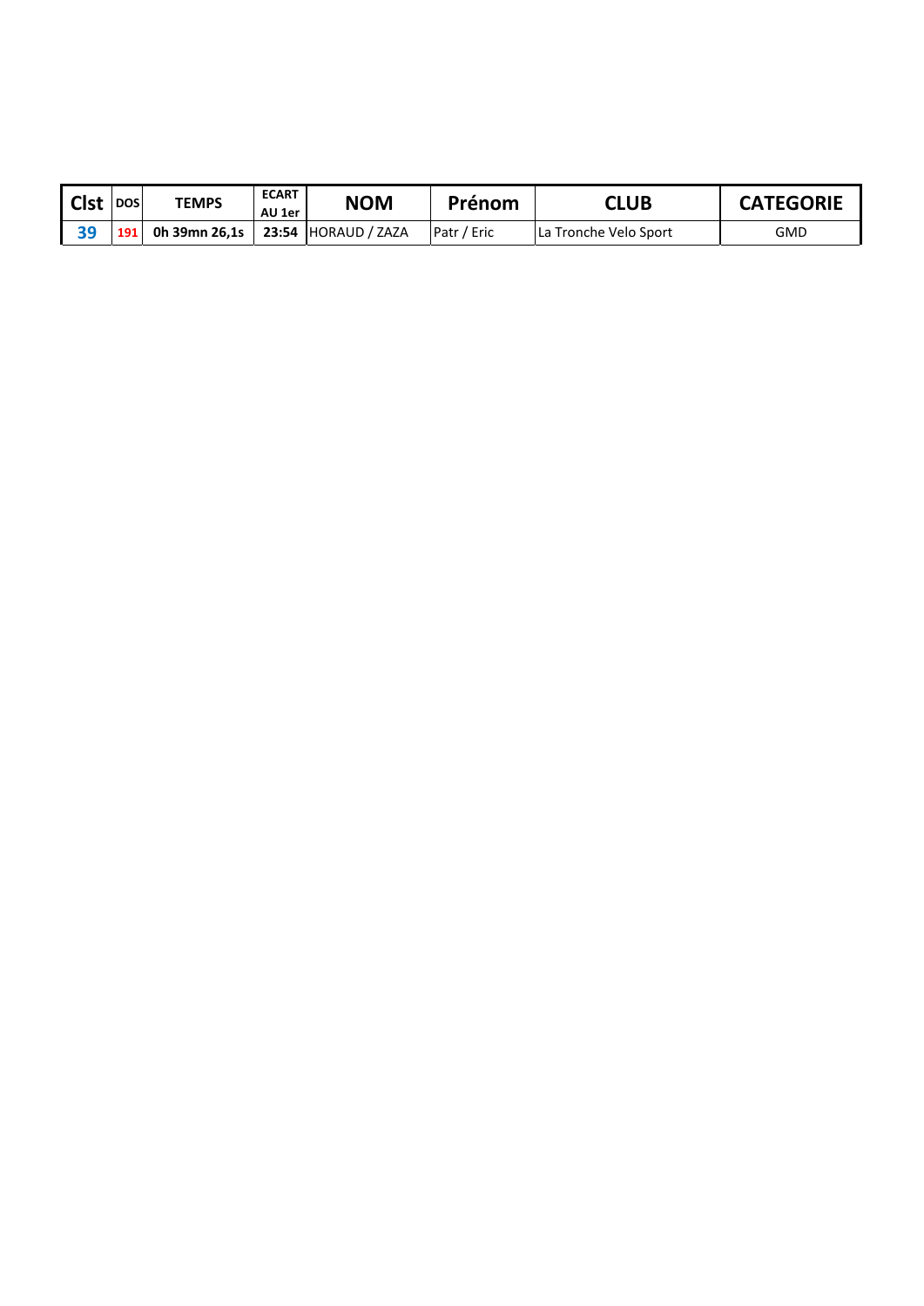| Clst | DOS | TEMPS | ECART AU 1er | NOM | Prénom | CLUB | CATEGORIE |
|---|---|---|---|---|---|---|---|
| 39 | 191 | 0h 39mn 26,1s | 23:54 | HORAUD / ZAZA | Patr / Eric | La Tronche Velo Sport | GMD |